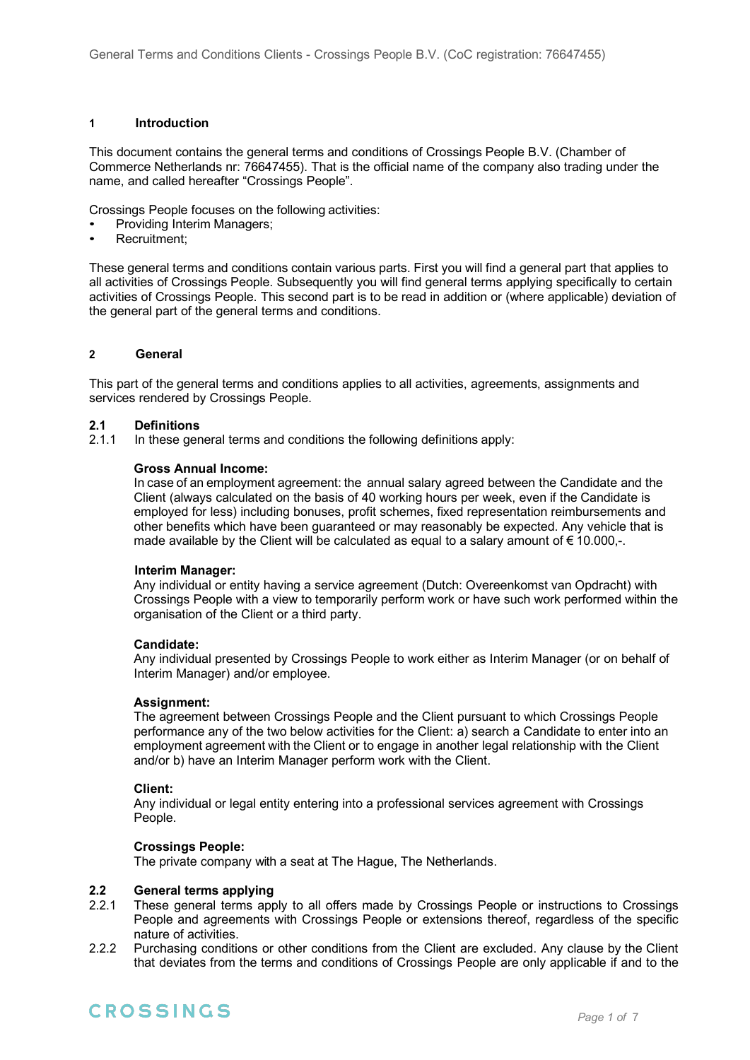## 1 Introduction

This document contains the general terms and conditions of Crossings People B.V. (Chamber of Commerce Netherlands nr: 76647455). That is the official name of the company also trading under the name, and called hereafter "Crossings People".

Crossings People focuses on the following activities:

- Providing Interim Managers;
- Recruitment;

These general terms and conditions contain various parts. First you will find a general part that applies to all activities of Crossings People. Subsequently you will find general terms applying specifically to certain activities of Crossings People. This second part is to be read in addition or (where applicable) deviation of the general part of the general terms and conditions.

## 2 General

This part of the general terms and conditions applies to all activities, agreements, assignments and services rendered by Crossings People.

### 2.1 Definitions

2.1.1 In these general terms and conditions the following definitions apply:

**Gross Annual Income:**
In case of an employment agreement: the annual salary agreed between the Candidate and the Client (always calculated on the basis of 40 working hours per week, even if the Candidate is employed for less) including bonuses, profit schemes, fixed representation reimbursements and other benefits which have been guaranteed or may reasonably be expected. Any vehicle that is made available by the Client will be calculated as equal to a salary amount of € 10.000,-.

**Interim Manager:**
Any individual or entity having a service agreement (Dutch: Overeenkomst van Opdracht) with Crossings People with a view to temporarily perform work or have such work performed within the organisation of the Client or a third party.

**Candidate:**
Any individual presented by Crossings People to work either as Interim Manager (or on behalf of Interim Manager) and/or employee.

**Assignment:**
The agreement between Crossings People and the Client pursuant to which Crossings People performance any of the two below activities for the Client: a) search a Candidate to enter into an employment agreement with the Client or to engage in another legal relationship with the Client and/or b) have an Interim Manager perform work with the Client.

**Client:**
Any individual or legal entity entering into a professional services agreement with Crossings People.

**Crossings People:**
The private company with a seat at The Hague, The Netherlands.

### 2.2 General terms applying

2.2.1 These general terms apply to all offers made by Crossings People or instructions to Crossings People and agreements with Crossings People or extensions thereof, regardless of the specific nature of activities.

2.2.2 Purchasing conditions or other conditions from the Client are excluded. Any clause by the Client that deviates from the terms and conditions of Crossings People are only applicable if and to the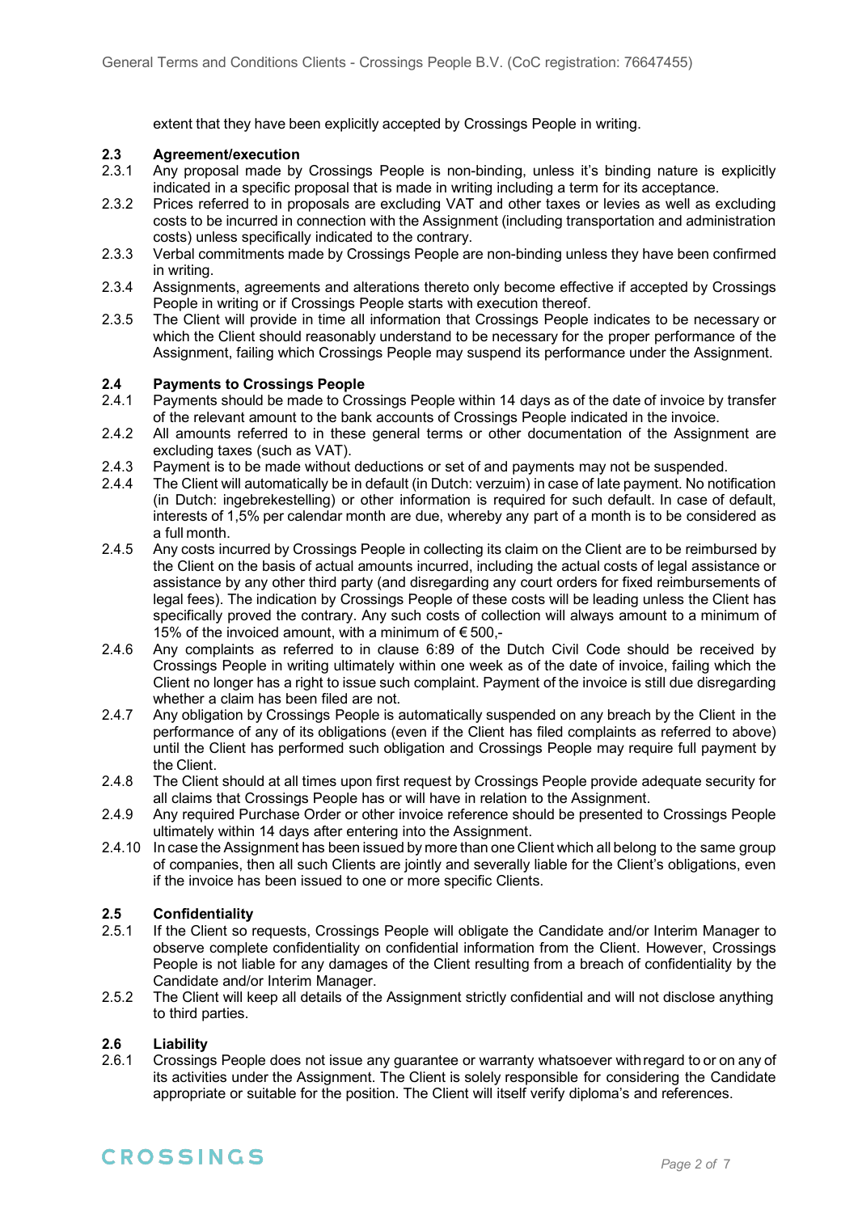extent that they have been explicitly accepted by Crossings People in writing.

### 2.3 Agreement/execution

2.3.1 Any proposal made by Crossings People is non-binding, unless it's binding nature is explicitly indicated in a specific proposal that is made in writing including a term for its acceptance.

2.3.2 Prices referred to in proposals are excluding VAT and other taxes or levies as well as excluding costs to be incurred in connection with the Assignment (including transportation and administration costs) unless specifically indicated to the contrary.

2.3.3 Verbal commitments made by Crossings People are non-binding unless they have been confirmed in writing.

2.3.4 Assignments, agreements and alterations thereto only become effective if accepted by Crossings People in writing or if Crossings People starts with execution thereof.

2.3.5 The Client will provide in time all information that Crossings People indicates to be necessary or which the Client should reasonably understand to be necessary for the proper performance of the Assignment, failing which Crossings People may suspend its performance under the Assignment.

### 2.4 Payments to Crossings People

2.4.1 Payments should be made to Crossings People within 14 days as of the date of invoice by transfer of the relevant amount to the bank accounts of Crossings People indicated in the invoice.

2.4.2 All amounts referred to in these general terms or other documentation of the Assignment are excluding taxes (such as VAT).

2.4.3 Payment is to be made without deductions or set of and payments may not be suspended.

2.4.4 The Client will automatically be in default (in Dutch: verzuim) in case of late payment. No notification (in Dutch: ingebrekestelling) or other information is required for such default. In case of default, interests of 1,5% per calendar month are due, whereby any part of a month is to be considered as a full month.

2.4.5 Any costs incurred by Crossings People in collecting its claim on the Client are to be reimbursed by the Client on the basis of actual amounts incurred, including the actual costs of legal assistance or assistance by any other third party (and disregarding any court orders for fixed reimbursements of legal fees). The indication by Crossings People of these costs will be leading unless the Client has specifically proved the contrary. Any such costs of collection will always amount to a minimum of 15% of the invoiced amount, with a minimum of € 500,-

2.4.6 Any complaints as referred to in clause 6:89 of the Dutch Civil Code should be received by Crossings People in writing ultimately within one week as of the date of invoice, failing which the Client no longer has a right to issue such complaint. Payment of the invoice is still due disregarding whether a claim has been filed are not.

2.4.7 Any obligation by Crossings People is automatically suspended on any breach by the Client in the performance of any of its obligations (even if the Client has filed complaints as referred to above) until the Client has performed such obligation and Crossings People may require full payment by the Client.

2.4.8 The Client should at all times upon first request by Crossings People provide adequate security for all claims that Crossings People has or will have in relation to the Assignment.

2.4.9 Any required Purchase Order or other invoice reference should be presented to Crossings People ultimately within 14 days after entering into the Assignment.

2.4.10 In case the Assignment has been issued by more than one Client which all belong to the same group of companies, then all such Clients are jointly and severally liable for the Client's obligations, even if the invoice has been issued to one or more specific Clients.

### 2.5 Confidentiality

2.5.1 If the Client so requests, Crossings People will obligate the Candidate and/or Interim Manager to observe complete confidentiality on confidential information from the Client. However, Crossings People is not liable for any damages of the Client resulting from a breach of confidentiality by the Candidate and/or Interim Manager.

2.5.2 The Client will keep all details of the Assignment strictly confidential and will not disclose anything to third parties.

### 2.6 Liability

2.6.1 Crossings People does not issue any guarantee or warranty whatsoever with regard to or on any of its activities under the Assignment. The Client is solely responsible for considering the Candidate appropriate or suitable for the position. The Client will itself verify diploma's and references.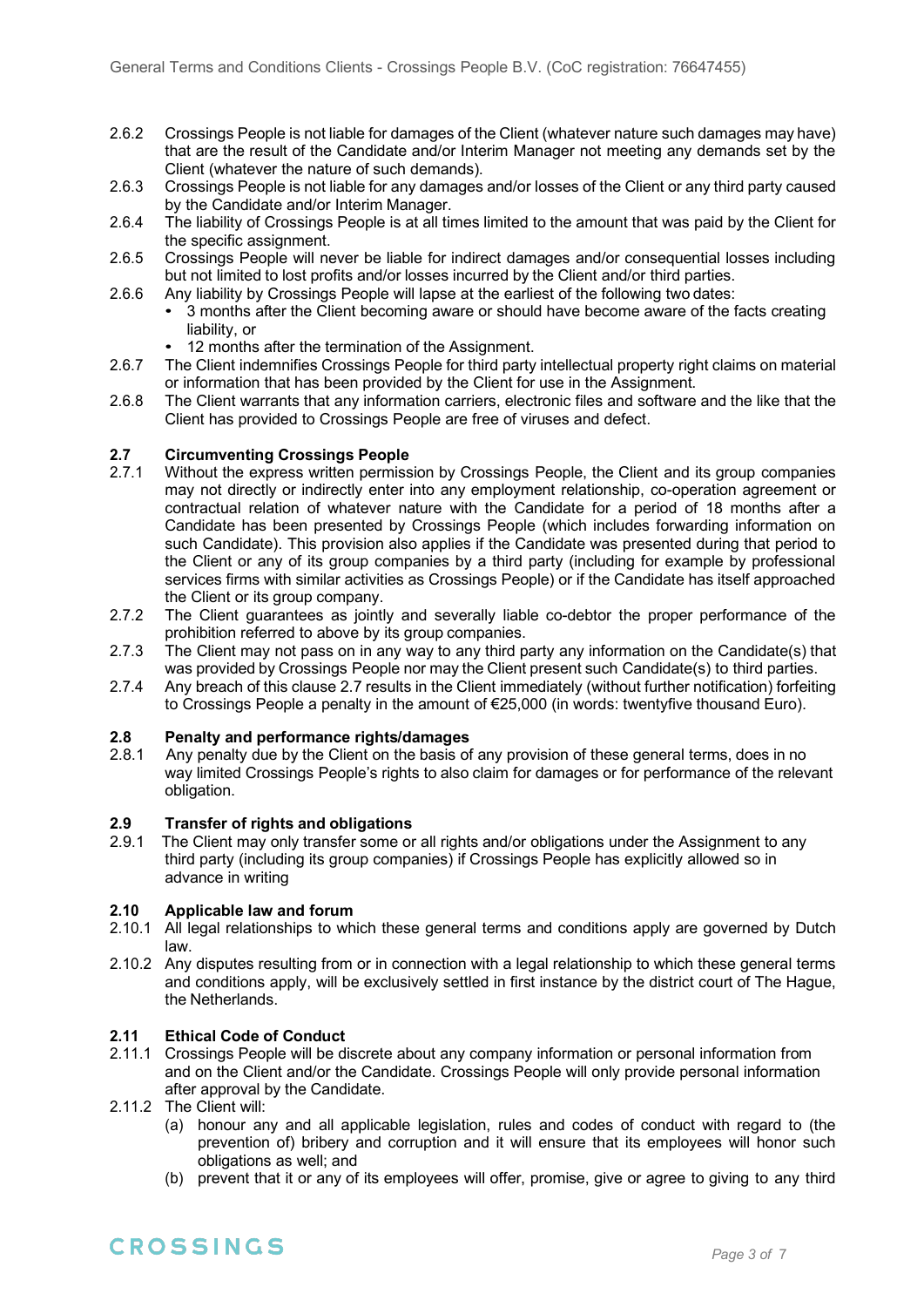2.6.2 Crossings People is not liable for damages of the Client (whatever nature such damages may have) that are the result of the Candidate and/or Interim Manager not meeting any demands set by the Client (whatever the nature of such demands).

2.6.3 Crossings People is not liable for any damages and/or losses of the Client or any third party caused by the Candidate and/or Interim Manager.

2.6.4 The liability of Crossings People is at all times limited to the amount that was paid by the Client for the specific assignment.

2.6.5 Crossings People will never be liable for indirect damages and/or consequential losses including but not limited to lost profits and/or losses incurred by the Client and/or third parties.

2.6.6 Any liability by Crossings People will lapse at the earliest of the following two dates:

- 3 months after the Client becoming aware or should have become aware of the facts creating liability, or
- 12 months after the termination of the Assignment.

2.6.7 The Client indemnifies Crossings People for third party intellectual property right claims on material or information that has been provided by the Client for use in the Assignment.

2.6.8 The Client warrants that any information carriers, electronic files and software and the like that the Client has provided to Crossings People are free of viruses and defect.

### 2.7 Circumventing Crossings People

2.7.1 Without the express written permission by Crossings People, the Client and its group companies may not directly or indirectly enter into any employment relationship, co-operation agreement or contractual relation of whatever nature with the Candidate for a period of 18 months after a Candidate has been presented by Crossings People (which includes forwarding information on such Candidate). This provision also applies if the Candidate was presented during that period to the Client or any of its group companies by a third party (including for example by professional services firms with similar activities as Crossings People) or if the Candidate has itself approached the Client or its group company.

2.7.2 The Client guarantees as jointly and severally liable co-debtor the proper performance of the prohibition referred to above by its group companies.

2.7.3 The Client may not pass on in any way to any third party any information on the Candidate(s) that was provided by Crossings People nor may the Client present such Candidate(s) to third parties.

2.7.4 Any breach of this clause 2.7 results in the Client immediately (without further notification) forfeiting to Crossings People a penalty in the amount of €25,000 (in words: twentyfive thousand Euro).

### 2.8 Penalty and performance rights/damages

2.8.1 Any penalty due by the Client on the basis of any provision of these general terms, does in no way limited Crossings People's rights to also claim for damages or for performance of the relevant obligation.

### 2.9 Transfer of rights and obligations

2.9.1 The Client may only transfer some or all rights and/or obligations under the Assignment to any third party (including its group companies) if Crossings People has explicitly allowed so in advance in writing

### 2.10 Applicable law and forum

2.10.1 All legal relationships to which these general terms and conditions apply are governed by Dutch law.

2.10.2 Any disputes resulting from or in connection with a legal relationship to which these general terms and conditions apply, will be exclusively settled in first instance by the district court of The Hague, the Netherlands.

### 2.11 Ethical Code of Conduct

2.11.1 Crossings People will be discrete about any company information or personal information from and on the Client and/or the Candidate. Crossings People will only provide personal information after approval by the Candidate.

2.11.2 The Client will:

(a) honour any and all applicable legislation, rules and codes of conduct with regard to (the prevention of) bribery and corruption and it will ensure that its employees will honor such obligations as well; and

(b) prevent that it or any of its employees will offer, promise, give or agree to giving to any third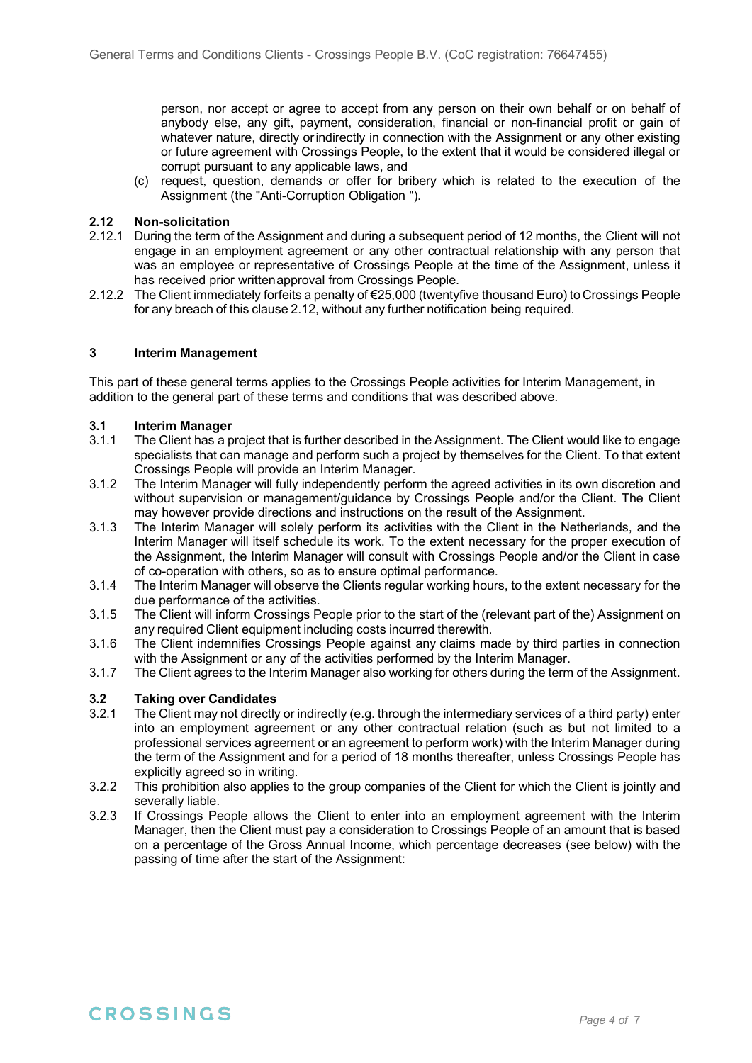person, nor accept or agree to accept from any person on their own behalf or on behalf of anybody else, any gift, payment, consideration, financial or non-financial profit or gain of whatever nature, directly or indirectly in connection with the Assignment or any other existing or future agreement with Crossings People, to the extent that it would be considered illegal or corrupt pursuant to any applicable laws, and

(c) request, question, demands or offer for bribery which is related to the execution of the Assignment (the "Anti-Corruption Obligation ").

### 2.12 Non-solicitation

2.12.1 During the term of the Assignment and during a subsequent period of 12 months, the Client will not engage in an employment agreement or any other contractual relationship with any person that was an employee or representative of Crossings People at the time of the Assignment, unless it has received prior written approval from Crossings People.

2.12.2 The Client immediately forfeits a penalty of €25,000 (twentyfive thousand Euro) to Crossings People for any breach of this clause 2.12, without any further notification being required.

## 3 Interim Management

This part of these general terms applies to the Crossings People activities for Interim Management, in addition to the general part of these terms and conditions that was described above.

### 3.1 Interim Manager

3.1.1 The Client has a project that is further described in the Assignment. The Client would like to engage specialists that can manage and perform such a project by themselves for the Client. To that extent Crossings People will provide an Interim Manager.

3.1.2 The Interim Manager will fully independently perform the agreed activities in its own discretion and without supervision or management/guidance by Crossings People and/or the Client. The Client may however provide directions and instructions on the result of the Assignment.

3.1.3 The Interim Manager will solely perform its activities with the Client in the Netherlands, and the Interim Manager will itself schedule its work. To the extent necessary for the proper execution of the Assignment, the Interim Manager will consult with Crossings People and/or the Client in case of co-operation with others, so as to ensure optimal performance.

3.1.4 The Interim Manager will observe the Clients regular working hours, to the extent necessary for the due performance of the activities.

3.1.5 The Client will inform Crossings People prior to the start of the (relevant part of the) Assignment on any required Client equipment including costs incurred therewith.

3.1.6 The Client indemnifies Crossings People against any claims made by third parties in connection with the Assignment or any of the activities performed by the Interim Manager.

3.1.7 The Client agrees to the Interim Manager also working for others during the term of the Assignment.

### 3.2 Taking over Candidates

3.2.1 The Client may not directly or indirectly (e.g. through the intermediary services of a third party) enter into an employment agreement or any other contractual relation (such as but not limited to a professional services agreement or an agreement to perform work) with the Interim Manager during the term of the Assignment and for a period of 18 months thereafter, unless Crossings People has explicitly agreed so in writing.

3.2.2 This prohibition also applies to the group companies of the Client for which the Client is jointly and severally liable.

3.2.3 If Crossings People allows the Client to enter into an employment agreement with the Interim Manager, then the Client must pay a consideration to Crossings People of an amount that is based on a percentage of the Gross Annual Income, which percentage decreases (see below) with the passing of time after the start of the Assignment: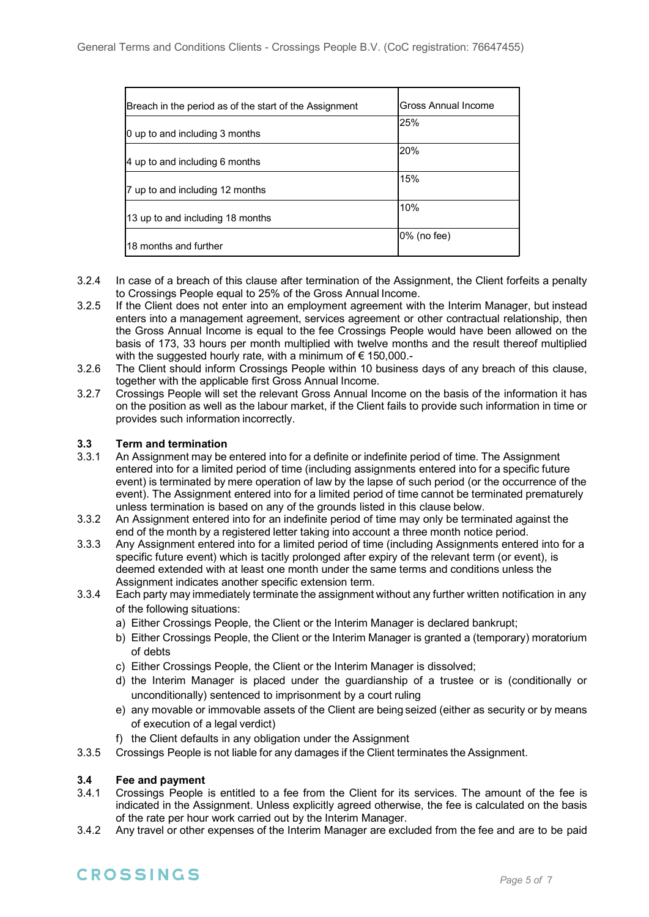| Breach in the period as of the start of the Assignment | Gross Annual Income |
|---|---|
| 0 up to and including 3 months | 25% |
| 4 up to and including 6 months | 20% |
| 7 up to and including 12 months | 15% |
| 13 up to and including 18 months | 10% |
| 18 months and further | 0% (no fee) |

3.2.4 In case of a breach of this clause after termination of the Assignment, the Client forfeits a penalty to Crossings People equal to 25% of the Gross Annual Income.

3.2.5 If the Client does not enter into an employment agreement with the Interim Manager, but instead enters into a management agreement, services agreement or other contractual relationship, then the Gross Annual Income is equal to the fee Crossings People would have been allowed on the basis of 173, 33 hours per month multiplied with twelve months and the result thereof multiplied with the suggested hourly rate, with a minimum of € 150,000.-

3.2.6 The Client should inform Crossings People within 10 business days of any breach of this clause, together with the applicable first Gross Annual Income.

3.2.7 Crossings People will set the relevant Gross Annual Income on the basis of the information it has on the position as well as the labour market, if the Client fails to provide such information in time or provides such information incorrectly.

### 3.3 Term and termination

3.3.1 An Assignment may be entered into for a definite or indefinite period of time. The Assignment entered into for a limited period of time (including assignments entered into for a specific future event) is terminated by mere operation of law by the lapse of such period (or the occurrence of the event). The Assignment entered into for a limited period of time cannot be terminated prematurely unless termination is based on any of the grounds listed in this clause below.

3.3.2 An Assignment entered into for an indefinite period of time may only be terminated against the end of the month by a registered letter taking into account a three month notice period.

3.3.3 Any Assignment entered into for a limited period of time (including Assignments entered into for a specific future event) which is tacitly prolonged after expiry of the relevant term (or event), is deemed extended with at least one month under the same terms and conditions unless the Assignment indicates another specific extension term.

3.3.4 Each party may immediately terminate the assignment without any further written notification in any of the following situations:

a) Either Crossings People, the Client or the Interim Manager is declared bankrupt;
b) Either Crossings People, the Client or the Interim Manager is granted a (temporary) moratorium of debts
c) Either Crossings People, the Client or the Interim Manager is dissolved;
d) the Interim Manager is placed under the guardianship of a trustee or is (conditionally or unconditionally) sentenced to imprisonment by a court ruling
e) any movable or immovable assets of the Client are being seized (either as security or by means of execution of a legal verdict)
f) the Client defaults in any obligation under the Assignment

3.3.5 Crossings People is not liable for any damages if the Client terminates the Assignment.

### 3.4 Fee and payment

3.4.1 Crossings People is entitled to a fee from the Client for its services. The amount of the fee is indicated in the Assignment. Unless explicitly agreed otherwise, the fee is calculated on the basis of the rate per hour work carried out by the Interim Manager.

3.4.2 Any travel or other expenses of the Interim Manager are excluded from the fee and are to be paid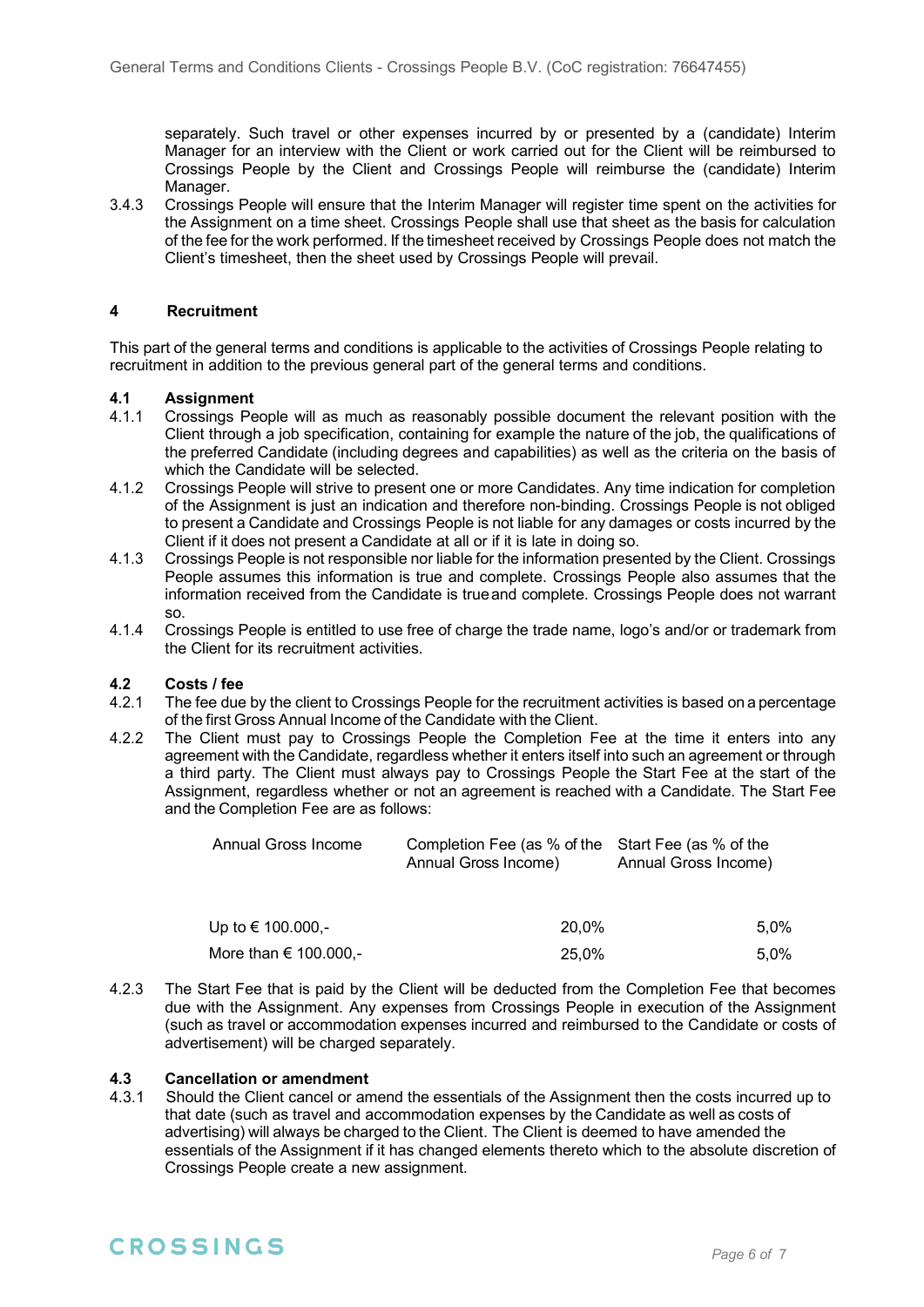separately. Such travel or other expenses incurred by or presented by a (candidate) Interim Manager for an interview with the Client or work carried out for the Client will be reimbursed to Crossings People by the Client and Crossings People will reimburse the (candidate) Interim Manager.

3.4.3 Crossings People will ensure that the Interim Manager will register time spent on the activities for the Assignment on a time sheet. Crossings People shall use that sheet as the basis for calculation of the fee for the work performed. If the timesheet received by Crossings People does not match the Client's timesheet, then the sheet used by Crossings People will prevail.

## 4 Recruitment

This part of the general terms and conditions is applicable to the activities of Crossings People relating to recruitment in addition to the previous general part of the general terms and conditions.

### 4.1 Assignment

4.1.1 Crossings People will as much as reasonably possible document the relevant position with the Client through a job specification, containing for example the nature of the job, the qualifications of the preferred Candidate (including degrees and capabilities) as well as the criteria on the basis of which the Candidate will be selected.

4.1.2 Crossings People will strive to present one or more Candidates. Any time indication for completion of the Assignment is just an indication and therefore non-binding. Crossings People is not obliged to present a Candidate and Crossings People is not liable for any damages or costs incurred by the Client if it does not present a Candidate at all or if it is late in doing so.

4.1.3 Crossings People is not responsible nor liable for the information presented by the Client. Crossings People assumes this information is true and complete. Crossings People also assumes that the information received from the Candidate is true and complete. Crossings People does not warrant so.

4.1.4 Crossings People is entitled to use free of charge the trade name, logo's and/or or trademark from the Client for its recruitment activities.

### 4.2 Costs / fee

4.2.1 The fee due by the client to Crossings People for the recruitment activities is based on a percentage of the first Gross Annual Income of the Candidate with the Client.

4.2.2 The Client must pay to Crossings People the Completion Fee at the time it enters into any agreement with the Candidate, regardless whether it enters itself into such an agreement or through a third party. The Client must always pay to Crossings People the Start Fee at the start of the Assignment, regardless whether or not an agreement is reached with a Candidate. The Start Fee and the Completion Fee are as follows:

| Annual Gross Income | Completion Fee (as % of the Annual Gross Income) | Start Fee (as % of the Annual Gross Income) |
| --- | --- | --- |
| Up to € 100.000,- | 20,0% | 5,0% |
| More than € 100.000,- | 25,0% | 5,0% |

4.2.3 The Start Fee that is paid by the Client will be deducted from the Completion Fee that becomes due with the Assignment. Any expenses from Crossings People in execution of the Assignment (such as travel or accommodation expenses incurred and reimbursed to the Candidate or costs of advertisement) will be charged separately.

### 4.3 Cancellation or amendment

4.3.1 Should the Client cancel or amend the essentials of the Assignment then the costs incurred up to that date (such as travel and accommodation expenses by the Candidate as well as costs of advertising) will always be charged to the Client. The Client is deemed to have amended the essentials of the Assignment if it has changed elements thereto which to the absolute discretion of Crossings People create a new assignment.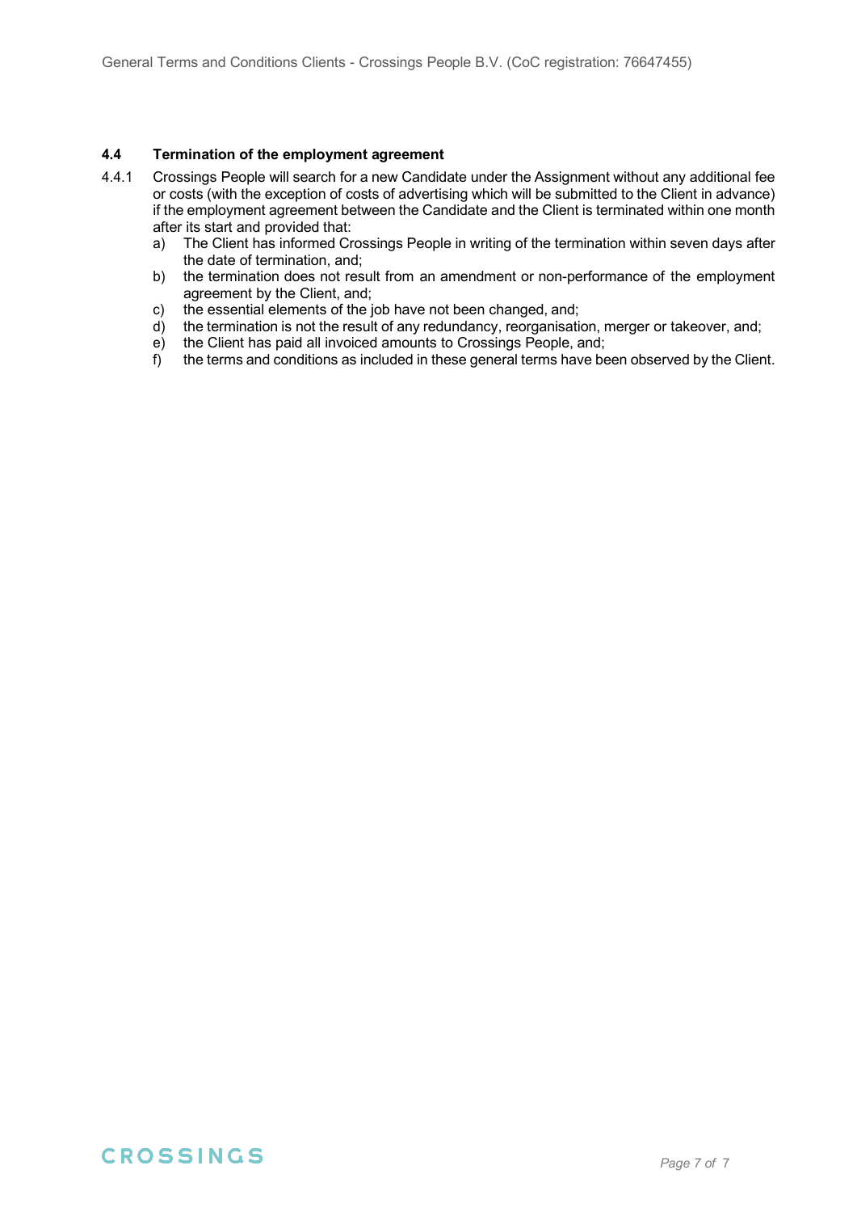### 4.4 Termination of the employment agreement

4.4.1 Crossings People will search for a new Candidate under the Assignment without any additional fee or costs (with the exception of costs of advertising which will be submitted to the Client in advance) if the employment agreement between the Candidate and the Client is terminated within one month after its start and provided that:

a) The Client has informed Crossings People in writing of the termination within seven days after the date of termination, and;

b) the termination does not result from an amendment or non-performance of the employment agreement by the Client, and;

c) the essential elements of the job have not been changed, and;

d) the termination is not the result of any redundancy, reorganisation, merger or takeover, and;

e) the Client has paid all invoiced amounts to Crossings People, and;

f) the terms and conditions as included in these general terms have been observed by the Client.